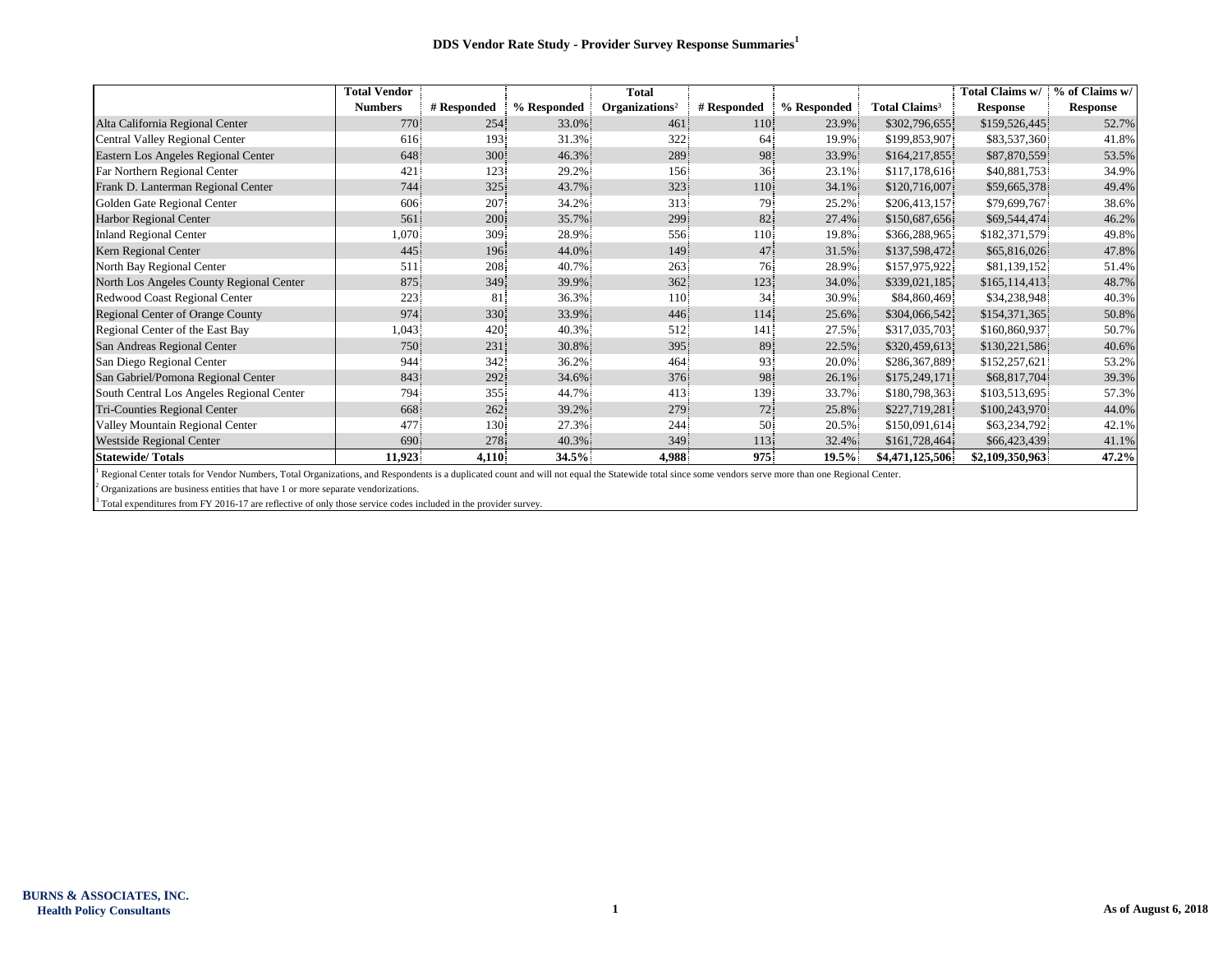# DDS Vendor Rate Study - Provider Survey Response Summaries[1]

| | Total Vendor Numbers | # Responded | % Responded | Total Organizations[2] | # Responded | % Responded | Total Claims[3] | Total Claims w/ Response | % of Claims w/ Response |
|---|---|---|---|---|---|---|---|---|---|
| Alta California Regional Center | 770 | 254 | 33.0% | 461 | 110 | 23.9% | $302,796,655 | $159,526,445 | 52.7% |
| Central Valley Regional Center | 616 | 193 | 31.3% | 322 | 64 | 19.9% | $199,853,907 | $83,537,360 | 41.8% |
| Eastern Los Angeles Regional Center | 648 | 300 | 46.3% | 289 | 98 | 33.9% | $164,217,855 | $87,870,559 | 53.5% |
| Far Northern Regional Center | 421 | 123 | 29.2% | 156 | 36 | 23.1% | $117,178,616 | $40,881,753 | 34.9% |
| Frank D. Lanterman Regional Center | 744 | 325 | 43.7% | 323 | 110 | 34.1% | $120,716,007 | $59,665,378 | 49.4% |
| Golden Gate Regional Center | 606 | 207 | 34.2% | 313 | 79 | 25.2% | $206,413,157 | $79,699,767 | 38.6% |
| Harbor Regional Center | 561 | 200 | 35.7% | 299 | 82 | 27.4% | $150,687,656 | $69,544,474 | 46.2% |
| Inland Regional Center | 1,070 | 309 | 28.9% | 556 | 110 | 19.8% | $366,288,965 | $182,371,579 | 49.8% |
| Kern Regional Center | 445 | 196 | 44.0% | 149 | 47 | 31.5% | $137,598,472 | $65,816,026 | 47.8% |
| North Bay Regional Center | 511 | 208 | 40.7% | 263 | 76 | 28.9% | $157,975,922 | $81,139,152 | 51.4% |
| North Los Angeles County Regional Center | 875 | 349 | 39.9% | 362 | 123 | 34.0% | $339,021,185 | $165,114,413 | 48.7% |
| Redwood Coast Regional Center | 223 | 81 | 36.3% | 110 | 34 | 30.9% | $84,860,469 | $34,238,948 | 40.3% |
| Regional Center of Orange County | 974 | 330 | 33.9% | 446 | 114 | 25.6% | $304,066,542 | $154,371,365 | 50.8% |
| Regional Center of the East Bay | 1,043 | 420 | 40.3% | 512 | 141 | 27.5% | $317,035,703 | $160,860,937 | 50.7% |
| San Andreas Regional Center | 750 | 231 | 30.8% | 395 | 89 | 22.5% | $320,459,613 | $130,221,586 | 40.6% |
| San Diego Regional Center | 944 | 342 | 36.2% | 464 | 93 | 20.0% | $286,367,889 | $152,257,621 | 53.2% |
| San Gabriel/Pomona Regional Center | 843 | 292 | 34.6% | 376 | 98 | 26.1% | $175,249,171 | $68,817,704 | 39.3% |
| South Central Los Angeles Regional Center | 794 | 355 | 44.7% | 413 | 139 | 33.7% | $180,798,363 | $103,513,695 | 57.3% |
| Tri-Counties Regional Center | 668 | 262 | 39.2% | 279 | 72 | 25.8% | $227,719,281 | $100,243,970 | 44.0% |
| Valley Mountain Regional Center | 477 | 130 | 27.3% | 244 | 50 | 20.5% | $150,091,614 | $63,234,792 | 42.1% |
| Westside Regional Center | 690 | 278 | 40.3% | 349 | 113 | 32.4% | $161,728,464 | $66,423,439 | 41.1% |
| **Statewide/ Totals** | **11,923** | **4,110** | **34.5%** | **4,988** | **975** | **19.5%** | **$4,471,125,506** | **$2,109,350,963** | **47.2%** |

[1] Regional Center totals for Vendor Numbers, Total Organizations, and Respondents is a duplicated count and will not equal the Statewide total since some vendors serve more than one Regional Center.

[2] Organizations are business entities that have 1 or more separate vendorizations.

[3] Total expenditures from FY 2016-17 are reflective of only those service codes included in the provider survey.

BURNS & ASSOCIATES, INC.
Health Policy Consultants

As of August 6, 2018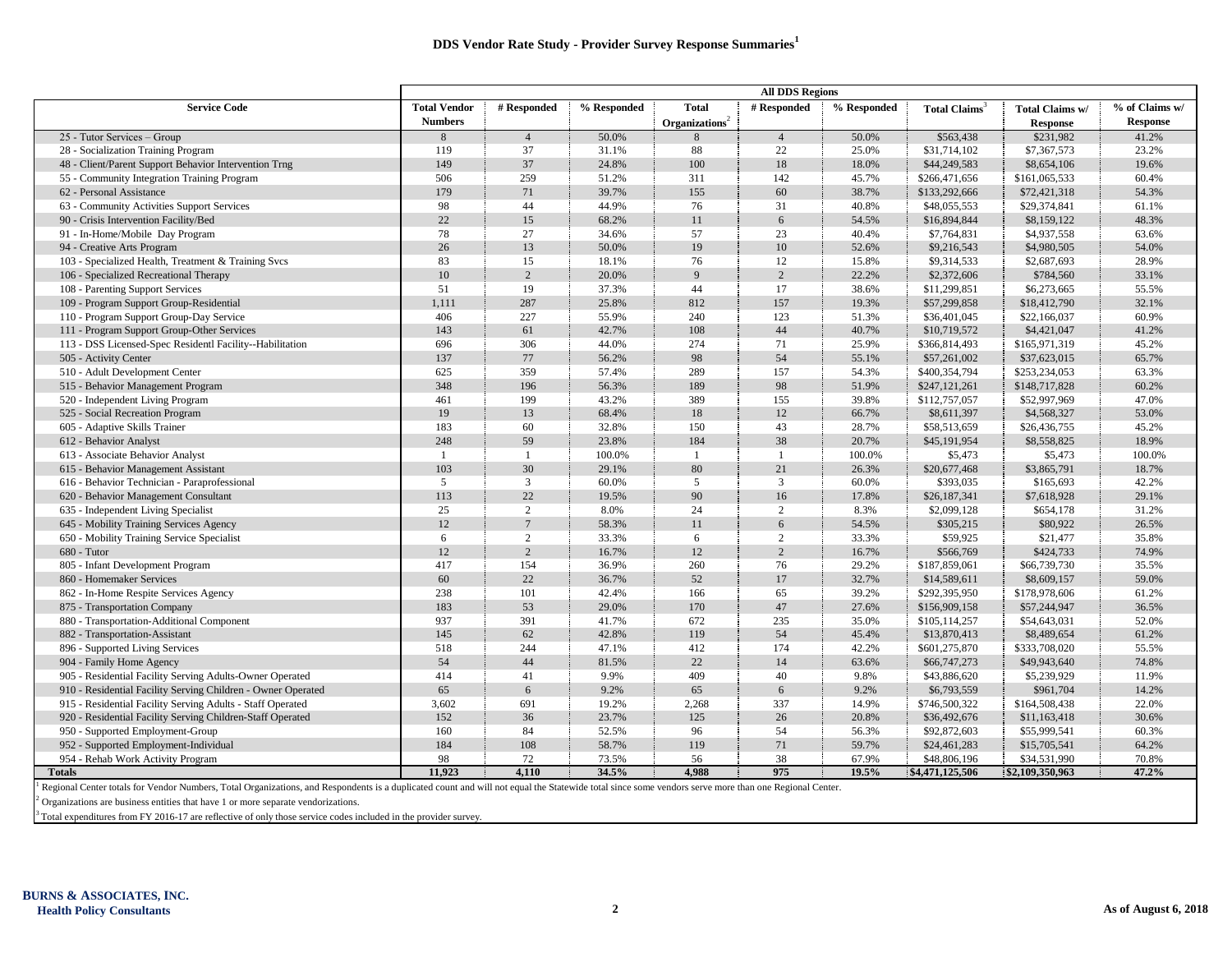# DDS Vendor Rate Study - Provider Survey Response Summaries[1]

| Service Code | All DDS Regions | | | | | | | | |
|---|---|---|---|---|---|---|---|---|---|
| | Total Vendor Numbers | # Responded | % Responded | Total Organizations[2] | # Responded | % Responded | Total Claims[3] | Total Claims w/ Response | % of Claims w/ Response |
| 25 - Tutor Services – Group | 8 | 4 | 50.0% | 8 | 4 | 50.0% | $563,438 | $231,982 | 41.2% |
| 28 - Socialization Training Program | 119 | 37 | 31.1% | 88 | 22 | 25.0% | $31,714,102 | $7,367,573 | 23.2% |
| 48 - Client/Parent Support Behavior Intervention Trng | 149 | 37 | 24.8% | 100 | 18 | 18.0% | $44,249,583 | $8,654,106 | 19.6% |
| 55 - Community Integration Training Program | 506 | 259 | 51.2% | 311 | 142 | 45.7% | $266,471,656 | $161,065,533 | 60.4% |
| 62 - Personal Assistance | 179 | 71 | 39.7% | 155 | 60 | 38.7% | $133,292,666 | $72,421,318 | 54.3% |
| 63 - Community Activities Support Services | 98 | 44 | 44.9% | 76 | 31 | 40.8% | $48,055,553 | $29,374,841 | 61.1% |
| 90 - Crisis Intervention Facility/Bed | 22 | 15 | 68.2% | 11 | 6 | 54.5% | $16,894,844 | $8,159,122 | 48.3% |
| 91 - In-Home/Mobile Day Program | 78 | 27 | 34.6% | 57 | 23 | 40.4% | $7,764,831 | $4,937,558 | 63.6% |
| 94 - Creative Arts Program | 26 | 13 | 50.0% | 19 | 10 | 52.6% | $9,216,543 | $4,980,505 | 54.0% |
| 103 - Specialized Health, Treatment & Training Svcs | 83 | 15 | 18.1% | 76 | 12 | 15.8% | $9,314,533 | $2,687,693 | 28.9% |
| 106 - Specialized Recreational Therapy | 10 | 2 | 20.0% | 9 | 2 | 22.2% | $2,372,606 | $784,560 | 33.1% |
| 108 - Parenting Support Services | 51 | 19 | 37.3% | 44 | 17 | 38.6% | $11,299,851 | $6,273,665 | 55.5% |
| 109 - Program Support Group-Residential | 1,111 | 287 | 25.8% | 812 | 157 | 19.3% | $57,299,858 | $18,412,790 | 32.1% |
| 110 - Program Support Group-Day Service | 406 | 227 | 55.9% | 240 | 123 | 51.3% | $36,401,045 | $22,166,037 | 60.9% |
| 111 - Program Support Group-Other Services | 143 | 61 | 42.7% | 108 | 44 | 40.7% | $10,719,572 | $4,421,047 | 41.2% |
| 113 - DSS Licensed-Spec Residentl Facility--Habilitation | 696 | 306 | 44.0% | 274 | 71 | 25.9% | $366,814,493 | $165,971,319 | 45.2% |
| 505 - Activity Center | 137 | 77 | 56.2% | 98 | 54 | 55.1% | $57,261,002 | $37,623,015 | 65.7% |
| 510 - Adult Development Center | 625 | 359 | 57.4% | 289 | 157 | 54.3% | $400,354,794 | $253,234,053 | 63.3% |
| 515 - Behavior Management Program | 348 | 196 | 56.3% | 189 | 98 | 51.9% | $247,121,261 | $148,717,828 | 60.2% |
| 520 - Independent Living Program | 461 | 199 | 43.2% | 389 | 155 | 39.8% | $112,757,057 | $52,997,969 | 47.0% |
| 525 - Social Recreation Program | 19 | 13 | 68.4% | 18 | 12 | 66.7% | $8,611,397 | $4,568,327 | 53.0% |
| 605 - Adaptive Skills Trainer | 183 | 60 | 32.8% | 150 | 43 | 28.7% | $58,513,659 | $26,436,755 | 45.2% |
| 612 - Behavior Analyst | 248 | 59 | 23.8% | 184 | 38 | 20.7% | $45,191,954 | $8,558,825 | 18.9% |
| 613 - Associate Behavior Analyst | 1 | 1 | 100.0% | 1 | 1 | 100.0% | $5,473 | $5,473 | 100.0% |
| 615 - Behavior Management Assistant | 103 | 30 | 29.1% | 80 | 21 | 26.3% | $20,677,468 | $3,865,791 | 18.7% |
| 616 - Behavior Technician - Paraprofessional | 5 | 3 | 60.0% | 5 | 3 | 60.0% | $393,035 | $165,693 | 42.2% |
| 620 - Behavior Management Consultant | 113 | 22 | 19.5% | 90 | 16 | 17.8% | $26,187,341 | $7,618,928 | 29.1% |
| 635 - Independent Living Specialist | 25 | 2 | 8.0% | 24 | 2 | 8.3% | $2,099,128 | $654,178 | 31.2% |
| 645 - Mobility Training Services Agency | 12 | 7 | 58.3% | 11 | 6 | 54.5% | $305,215 | $80,922 | 26.5% |
| 650 - Mobility Training Service Specialist | 6 | 2 | 33.3% | 6 | 2 | 33.3% | $59,925 | $21,477 | 35.8% |
| 680 - Tutor | 12 | 2 | 16.7% | 12 | 2 | 16.7% | $566,769 | $424,733 | 74.9% |
| 805 - Infant Development Program | 417 | 154 | 36.9% | 260 | 76 | 29.2% | $187,859,061 | $66,739,730 | 35.5% |
| 860 - Homemaker Services | 60 | 22 | 36.7% | 52 | 17 | 32.7% | $14,589,611 | $8,609,157 | 59.0% |
| 862 - In-Home Respite Services Agency | 238 | 101 | 42.4% | 166 | 65 | 39.2% | $292,395,950 | $178,978,606 | 61.2% |
| 875 - Transportation Company | 183 | 53 | 29.0% | 170 | 47 | 27.6% | $156,909,158 | $57,244,947 | 36.5% |
| 880 - Transportation-Additional Component | 937 | 391 | 41.7% | 672 | 235 | 35.0% | $105,114,257 | $54,643,031 | 52.0% |
| 882 - Transportation-Assistant | 145 | 62 | 42.8% | 119 | 54 | 45.4% | $13,870,413 | $8,489,654 | 61.2% |
| 896 - Supported Living Services | 518 | 244 | 47.1% | 412 | 174 | 42.2% | $601,275,870 | $333,708,020 | 55.5% |
| 904 - Family Home Agency | 54 | 44 | 81.5% | 22 | 14 | 63.6% | $66,747,273 | $49,943,640 | 74.8% |
| 905 - Residential Facility Serving Adults-Owner Operated | 414 | 41 | 9.9% | 409 | 40 | 9.8% | $43,886,620 | $5,239,929 | 11.9% |
| 910 - Residential Facility Serving Children - Owner Operated | 65 | 6 | 9.2% | 65 | 6 | 9.2% | $6,793,559 | $961,704 | 14.2% |
| 915 - Residential Facility Serving Adults - Staff Operated | 3,602 | 691 | 19.2% | 2,268 | 337 | 14.9% | $746,500,322 | $164,508,438 | 22.0% |
| 920 - Residential Facility Serving Children-Staff Operated | 152 | 36 | 23.7% | 125 | 26 | 20.8% | $36,492,676 | $11,163,418 | 30.6% |
| 950 - Supported Employment-Group | 160 | 84 | 52.5% | 96 | 54 | 56.3% | $92,872,603 | $55,999,541 | 60.3% |
| 952 - Supported Employment-Individual | 184 | 108 | 58.7% | 119 | 71 | 59.7% | $24,461,283 | $15,705,541 | 64.2% |
| 954 - Rehab Work Activity Program | 98 | 72 | 73.5% | 56 | 38 | 67.9% | $48,806,196 | $34,531,990 | 70.8% |
| **Totals** | **11,923** | **4,110** | **34.5%** | **4,988** | **975** | **19.5%** | **$4,471,125,506** | **$2,109,350,963** | **47.2%** |

[1] Regional Center totals for Vendor Numbers, Total Organizations, and Respondents is a duplicated count and will not equal the Statewide total since some vendors serve more than one Regional Center.

[2] Organizations are business entities that have 1 or more separate vendorizations.

[3] Total expenditures from FY 2016-17 are reflective of only those service codes included in the provider survey.

**BURNS & ASSOCIATES, INC.**
**Health Policy Consultants**

**As of August 6, 2018**